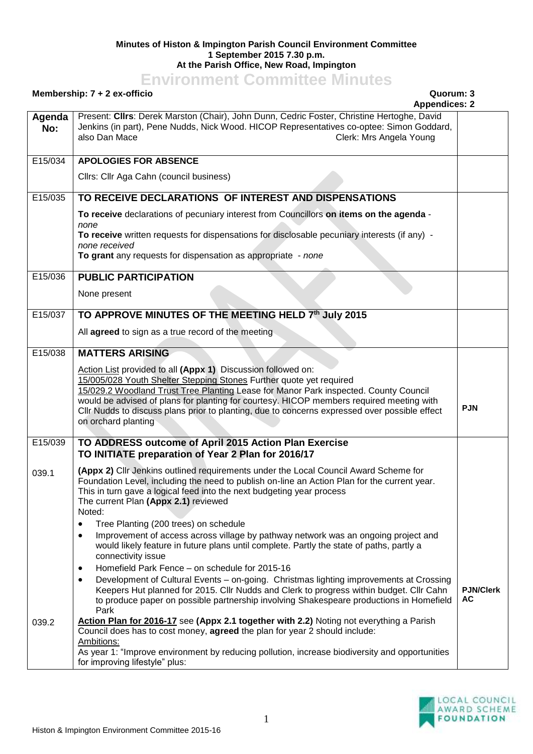**Minutes of Histon & Impington Parish Council Environment Committee**
**1 September 2015 7.30 p.m.**
**At the Parish Office, New Road, Impington**

# Environment Committee Minutes

**Membership: 7 + 2 ex-officio** **Quorum: 3**
**Appendices: 2**

| Agenda No: | Present: **Cllrs**: Derek Marston (Chair), John Dunn, Cedric Foster, Christine Hertoghe, David Jenkins (in part), Pene Nudds, Nick Wood. HICOP Representatives co-optee: Simon Goddard, also Dan Mace Clerk: Mrs Angela Young | |
|---|---|---|
| E15/034 | **APOLOGIES FOR ABSENCE**<br>Cllrs: Cllr Aga Cahn (council business) | |
| E15/035 | **TO RECEIVE DECLARATIONS OF INTEREST AND DISPENSATIONS**<br>**To receive** declarations of pecuniary interest from Councillors **on items on the agenda** - *none*<br>**To receive** written requests for dispensations for disclosable pecuniary interests (if any) - *none received*<br>**To grant** any requests for dispensation as appropriate - *none* | |
| E15/036 | **PUBLIC PARTICIPATION**<br>None present | |
| E15/037 | **TO APPROVE MINUTES OF THE MEETING HELD 7th July 2015**<br>All **agreed** to sign as a true record of the meeting | |
| E15/038 | **MATTERS ARISING**<br>Action List provided to all **(Appx 1)** Discussion followed on:<br>15/005/028 Youth Shelter Stepping Stones Further quote yet required<br>15/029.2 Woodland Trust Tree Planting Lease for Manor Park inspected. County Council would be advised of plans for planting for courtesy. HICOP members required meeting with Cllr Nudds to discuss plans prior to planting, due to concerns expressed over possible effect on orchard planting | **PJN** |
| E15/039 | **TO ADDRESS outcome of April 2015 Action Plan Exercise**<br>**TO INITIATE preparation of Year 2 Plan for 2016/17** | |
| 039.1 | **(Appx 2)** Cllr Jenkins outlined requirements under the Local Council Award Scheme for Foundation Level, including the need to publish on-line an Action Plan for the current year. This in turn gave a logical feed into the next budgeting year process<br>The current Plan **(Appx 2.1)** reviewed<br>Noted:<br>• Tree Planting (200 trees) on schedule<br>• Improvement of access across village by pathway network was an ongoing project and would likely feature in future plans until complete. Partly the state of paths, partly a connectivity issue<br>• Homefield Park Fence – on schedule for 2015-16<br>• Development of Cultural Events – on-going. Christmas lighting improvements at Crossing Keepers Hut planned for 2015. Cllr Nudds and Clerk to progress within budget. Cllr Cahn to produce paper on possible partnership involving Shakespeare productions in Homefield Park | **PJN/Clerk**<br>**AC** |
| 039.2 | **Action Plan for 2016-17** see **(Appx 2.1 together with 2.2)** Noting not everything a Parish Council does has to cost money, **agreed** the plan for year 2 should include:<br>Ambitions:<br>As year 1: "Improve environment by reducing pollution, increase biodiversity and opportunities for improving lifestyle" plus: | |

Histon & Impington Environment Committee 2015-16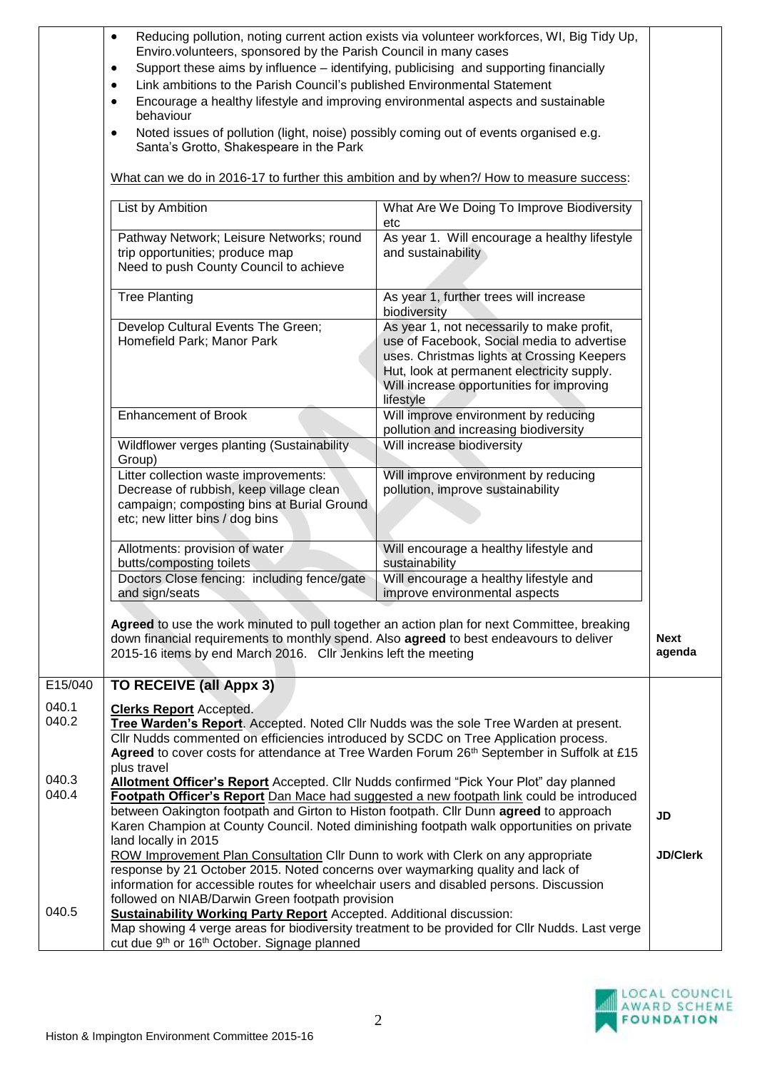| | | |
|---|---|---|
| | • Reducing pollution, noting current action exists via volunteer workforces, WI, Big Tidy Up, Enviro.volunteers, sponsored by the Parish Council in many cases<br>• Support these aims by influence – identifying, publicising and supporting financially<br>• Link ambitions to the Parish Council's published Environmental Statement<br>• Encourage a healthy lifestyle and improving environmental aspects and sustainable behaviour<br>• Noted issues of pollution (light, noise) possibly coming out of events organised e.g. Santa's Grotto, Shakespeare in the Park<br><br>What can we do in 2016-17 to further this ambition and by when?/ How to measure success: | |

| List by Ambition | What Are We Doing To Improve Biodiversity etc |
|---|---|
| Pathway Network; Leisure Networks; round trip opportunities; produce map<br>Need to push County Council to achieve | As year 1. Will encourage a healthy lifestyle and sustainability |
| Tree Planting | As year 1, further trees will increase biodiversity |
| Develop Cultural Events The Green; Homefield Park; Manor Park | As year 1, not necessarily to make profit, use of Facebook, Social media to advertise uses. Christmas lights at Crossing Keepers Hut, look at permanent electricity supply. Will increase opportunities for improving lifestyle |
| Enhancement of Brook | Will improve environment by reducing pollution and increasing biodiversity |
| Wildflower verges planting (Sustainability Group) | Will increase biodiversity |
| Litter collection waste improvements: Decrease of rubbish, keep village clean campaign; composting bins at Burial Ground etc; new litter bins / dog bins | Will improve environment by reducing pollution, improve sustainability |
| Allotments: provision of water butts/composting toilets | Will encourage a healthy lifestyle and sustainability |
| Doctors Close fencing: including fence/gate and sign/seats | Will encourage a healthy lifestyle and improve environmental aspects |

| | | |
|---|---|---|
| | **Agreed** to use the work minuted to pull together an action plan for next Committee, breaking down financial requirements to monthly spend. Also **agreed** to best endeavours to deliver 2015-16 items by end March 2016. Cllr Jenkins left the meeting | **Next agenda** |
| E15/040 | **TO RECEIVE (all Appx 3)** | |
| 040.1 | **Clerks Report** Accepted. | |
| 040.2 | **Tree Warden's Report**. Accepted. Noted Cllr Nudds was the sole Tree Warden at present. Cllr Nudds commented on efficiencies introduced by SCDC on Tree Application process. **Agreed** to cover costs for attendance at Tree Warden Forum 26th September in Suffolk at £15 plus travel | |
| 040.3 | **Allotment Officer's Report** Accepted. Cllr Nudds confirmed "Pick Your Plot" day planned | |
| 040.4 | **Footpath Officer's Report** Dan Mace had suggested a new footpath link could be introduced between Oakington footpath and Girton to Histon footpath. Cllr Dunn **agreed** to approach Karen Champion at County Council. Noted diminishing footpath walk opportunities on private land locally in 2015 | **JD** |
| | ROW Improvement Plan Consultation Cllr Dunn to work with Clerk on any appropriate response by 21 October 2015. Noted concerns over waymarking quality and lack of information for accessible routes for wheelchair users and disabled persons. Discussion followed on NIAB/Darwin Green footpath provision | **JD/Clerk** |
| 040.5 | **Sustainability Working Party Report** Accepted. Additional discussion:<br>Map showing 4 verge areas for biodiversity treatment to be provided for Cllr Nudds. Last verge cut due 9th or 16th October. Signage planned | |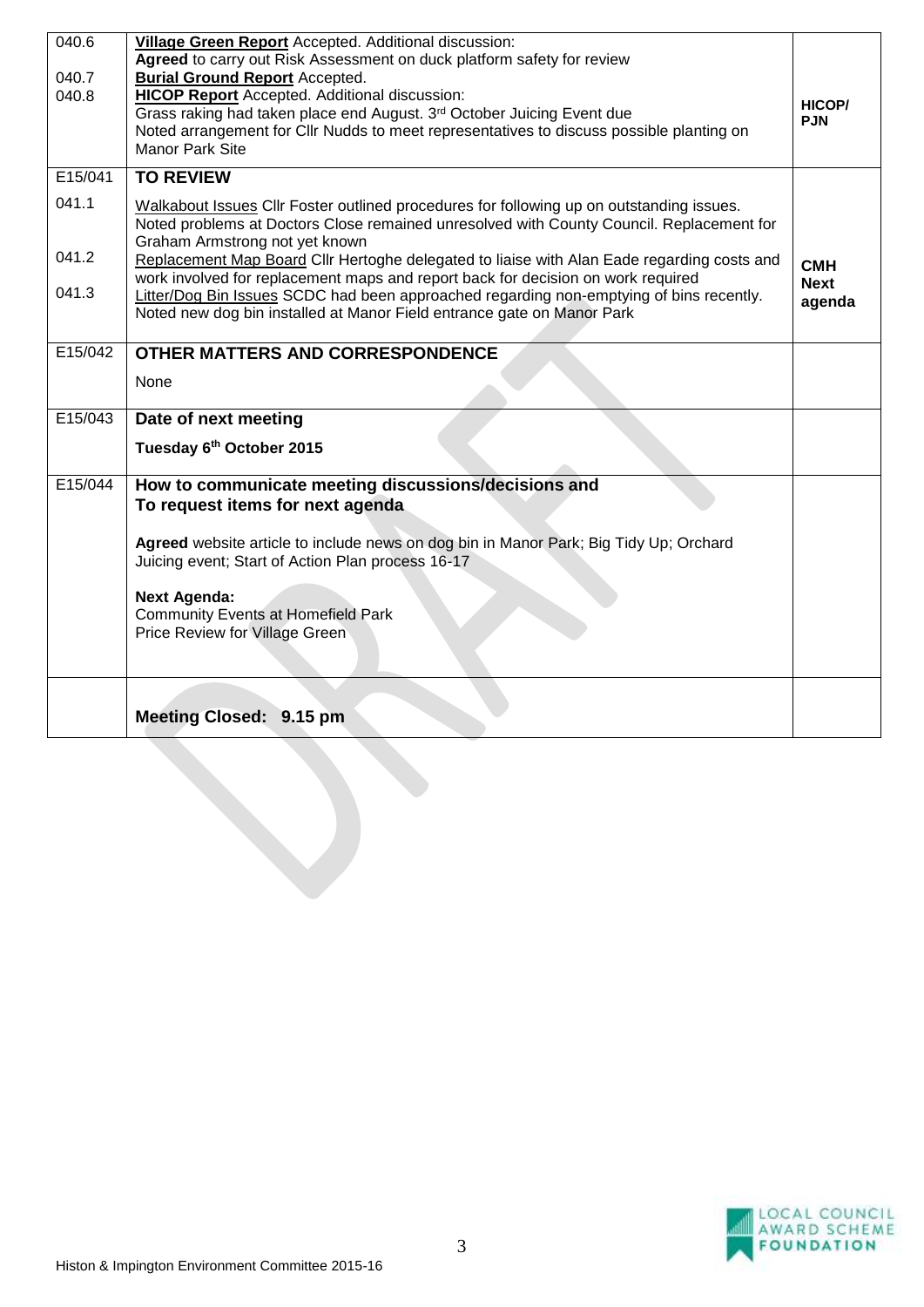| | | |
|---|---|---|
| 040.6<br><br>040.7<br>040.8 | **Village Green Report** Accepted. Additional discussion:<br>**Agreed** to carry out Risk Assessment on duck platform safety for review<br>**Burial Ground Report** Accepted.<br>**HICOP Report** Accepted. Additional discussion:<br>Grass raking had taken place end August. 3rd October Juicing Event due<br>Noted arrangement for Cllr Nudds to meet representatives to discuss possible planting on Manor Park Site | **HICOP/ PJN** |
| E15/041<br><br>041.1<br><br><br>041.2<br><br>041.3 | **TO REVIEW**<br><br>Walkabout Issues Cllr Foster outlined procedures for following up on outstanding issues. Noted problems at Doctors Close remained unresolved with County Council. Replacement for Graham Armstrong not yet known<br>Replacement Map Board Cllr Hertoghe delegated to liaise with Alan Eade regarding costs and work involved for replacement maps and report back for decision on work required<br>Litter/Dog Bin Issues SCDC had been approached regarding non-emptying of bins recently. Noted new dog bin installed at Manor Field entrance gate on Manor Park | **CMH**<br>**Next agenda** |
| E15/042 | **OTHER MATTERS AND CORRESPONDENCE**<br><br>None | |
| E15/043 | **Date of next meeting**<br><br>**Tuesday 6th October 2015** | |
| E15/044 | **How to communicate meeting discussions/decisions and To request items for next agenda**<br><br>**Agreed** website article to include news on dog bin in Manor Park; Big Tidy Up; Orchard Juicing event; Start of Action Plan process 16-17<br><br>**Next Agenda:**<br>Community Events at Homefield Park<br>Price Review for Village Green | |
| | **Meeting Closed: 9.15 pm** | |